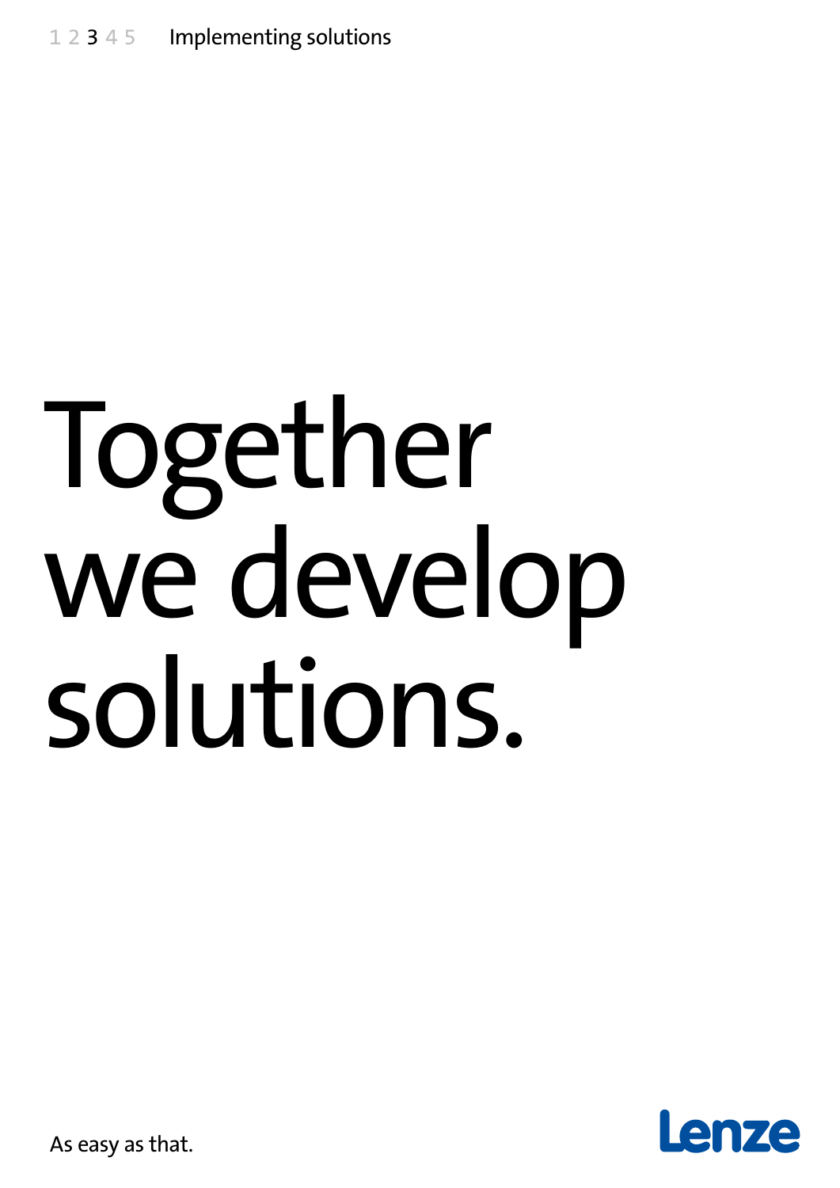1 2 3 4 5 Implementing solutions

# Together we develop solutions.

As easy as that.

Lenze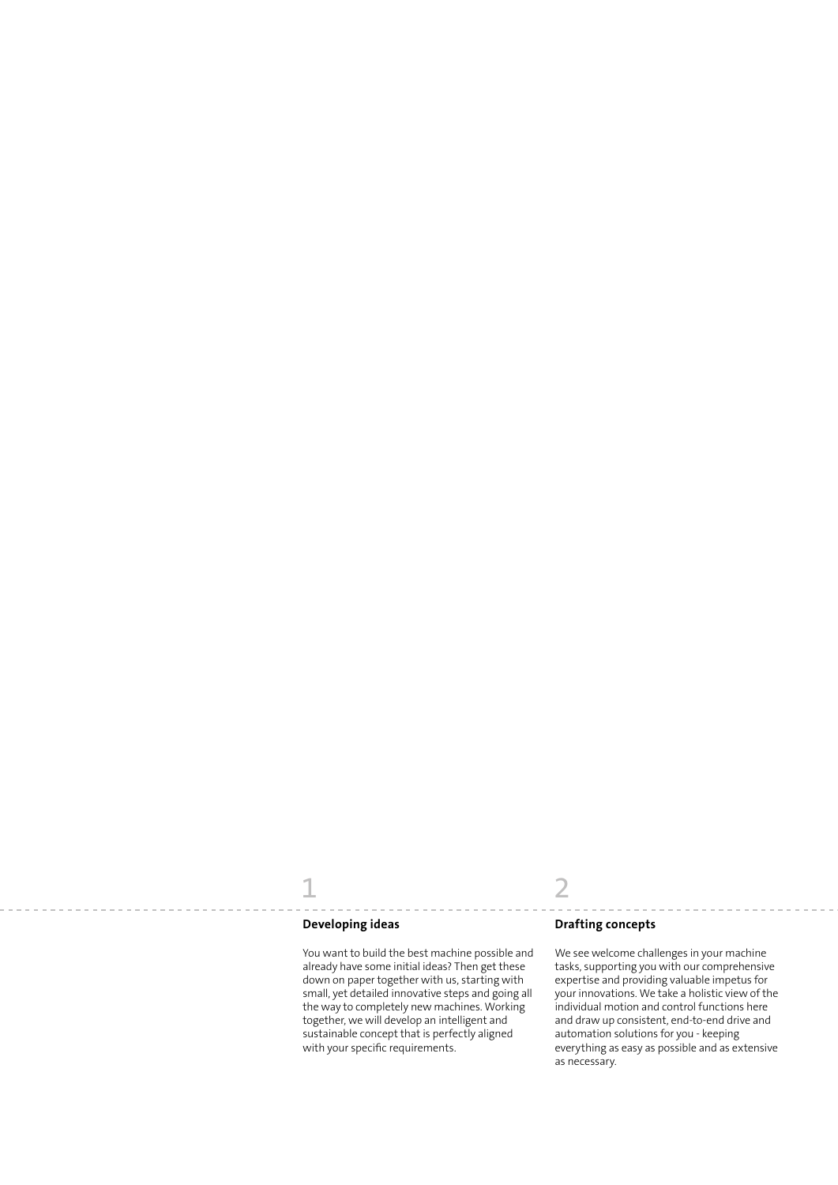1

### Developing ideas

You want to build the best machine possible and already have some initial ideas? Then get these down on paper together with us, starting with small, yet detailed innovative steps and going all the way to completely new machines. Working together, we will develop an intelligent and sustainable concept that is perfectly aligned with your specific requirements.

2

### Drafting concepts

We see welcome challenges in your machine tasks, supporting you with our comprehensive expertise and providing valuable impetus for your innovations. We take a holistic view of the individual motion and control functions here and draw up consistent, end-to-end drive and automation solutions for you - keeping everything as easy as possible and as extensive as necessary.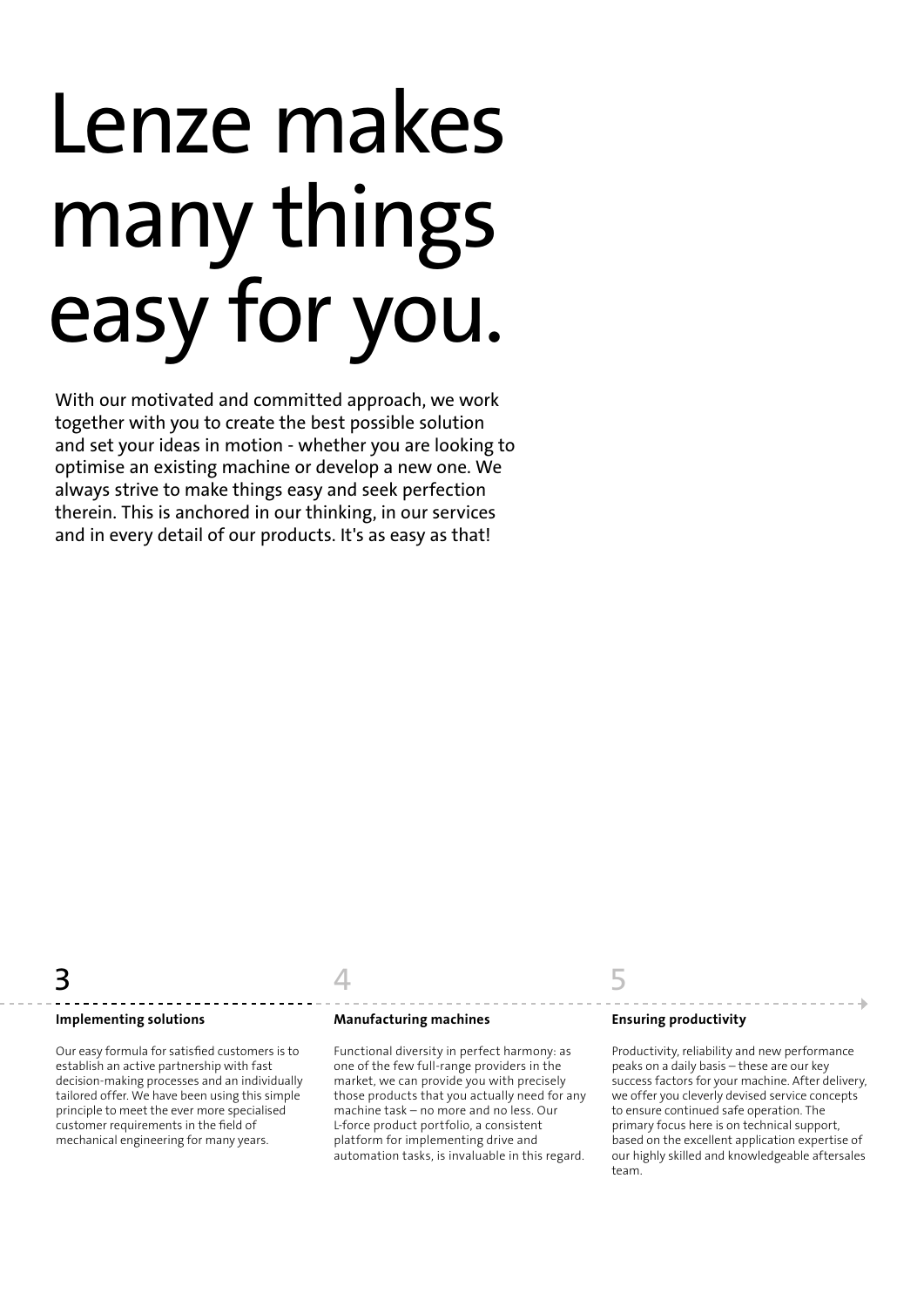# Lenze makes many things easy for you.

With our motivated and committed approach, we work together with you to create the best possible solution and set your ideas in motion - whether you are looking to optimise an existing machine or develop a new one. We always strive to make things easy and seek perfection therein. This is anchored in our thinking, in our services and in every detail of our products. It's as easy as that!

3

**Implementing solutions**

Our easy formula for satisfied customers is to establish an active partnership with fast decision-making processes and an individually tailored offer. We have been using this simple principle to meet the ever more specialised customer requirements in the field of mechanical engineering for many years.

4

**Manufacturing machines**

Functional diversity in perfect harmony: as one of the few full-range providers in the market, we can provide you with precisely those products that you actually need for any machine task – no more and no less. Our L-force product portfolio, a consistent platform for implementing drive and automation tasks, is invaluable in this regard.

5

**Ensuring productivity**

Productivity, reliability and new performance peaks on a daily basis – these are our key success factors for your machine. After delivery, we offer you cleverly devised service concepts to ensure continued safe operation. The primary focus here is on technical support, based on the excellent application expertise of our highly skilled and knowledgeable aftersales team.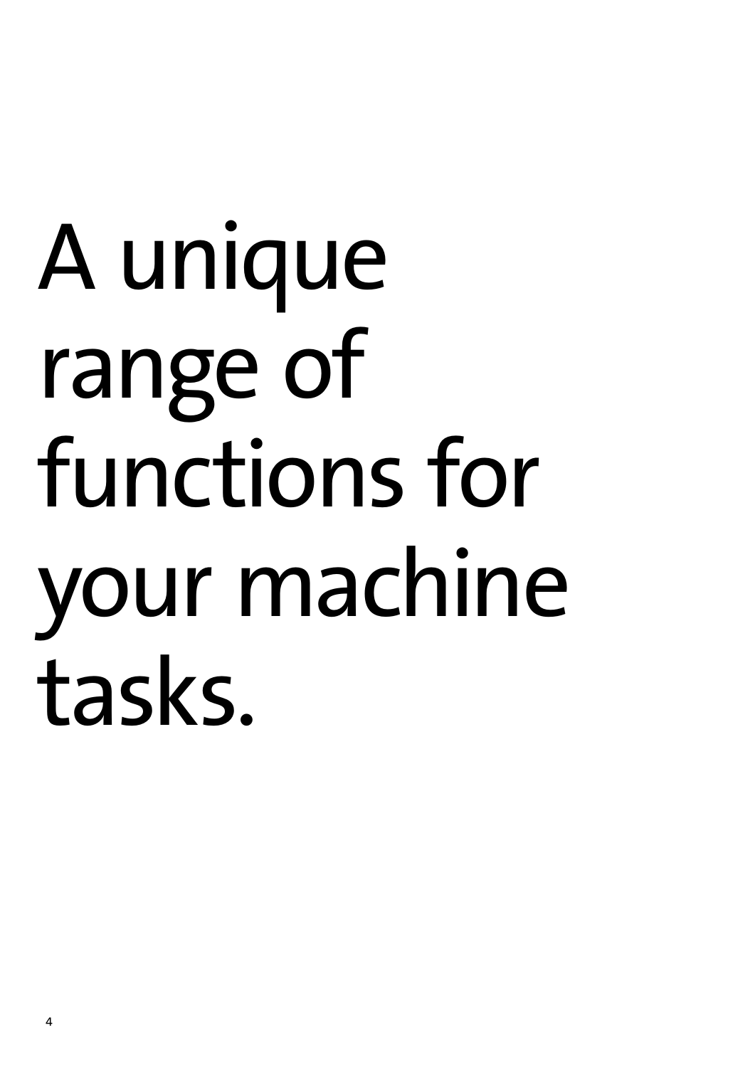# A unique range of functions for your machine tasks.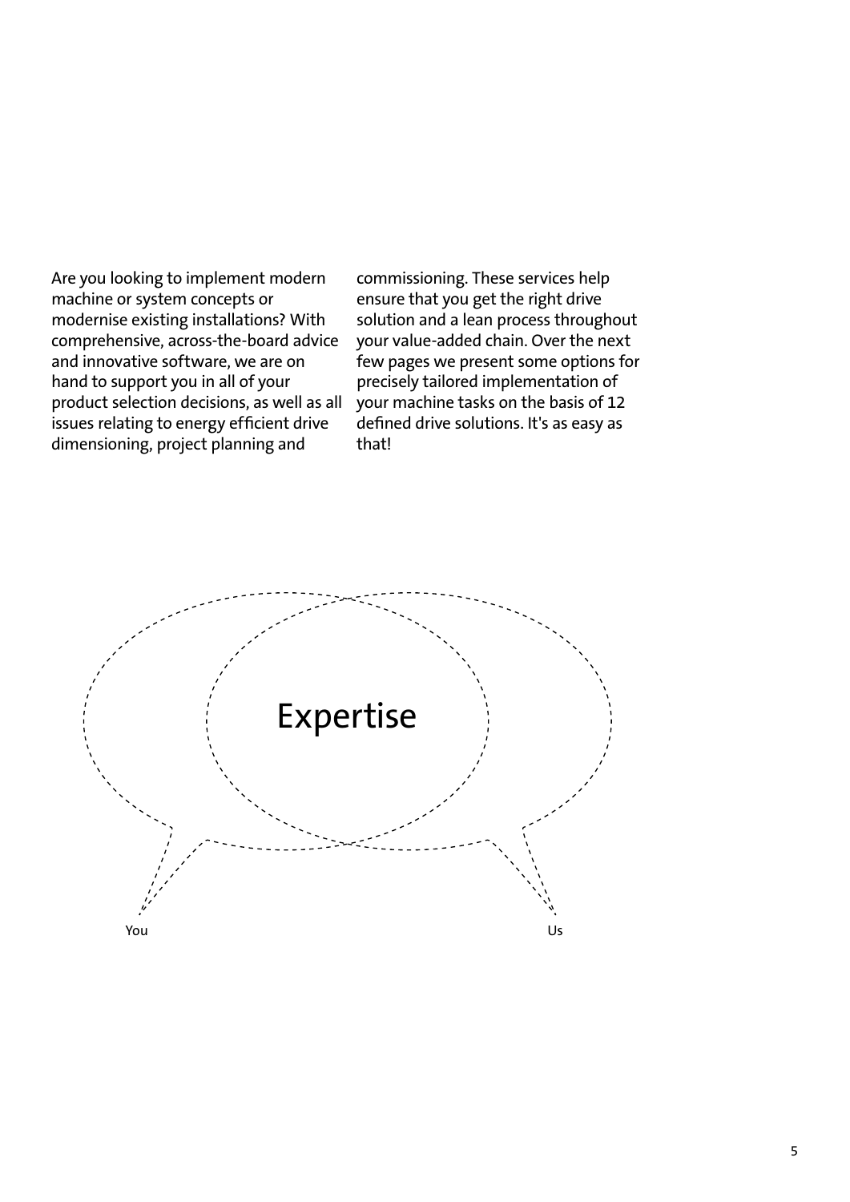Are you looking to implement modern machine or system concepts or modernise existing installations? With comprehensive, across-the-board advice and innovative software, we are on hand to support you in all of your product selection decisions, as well as all issues relating to energy efficient drive dimensioning, project planning and commissioning. These services help ensure that you get the right drive solution and a lean process throughout your value-added chain. Over the next few pages we present some options for precisely tailored implementation of your machine tasks on the basis of 12 defined drive solutions. It's as easy as that!

Expertise

You

Us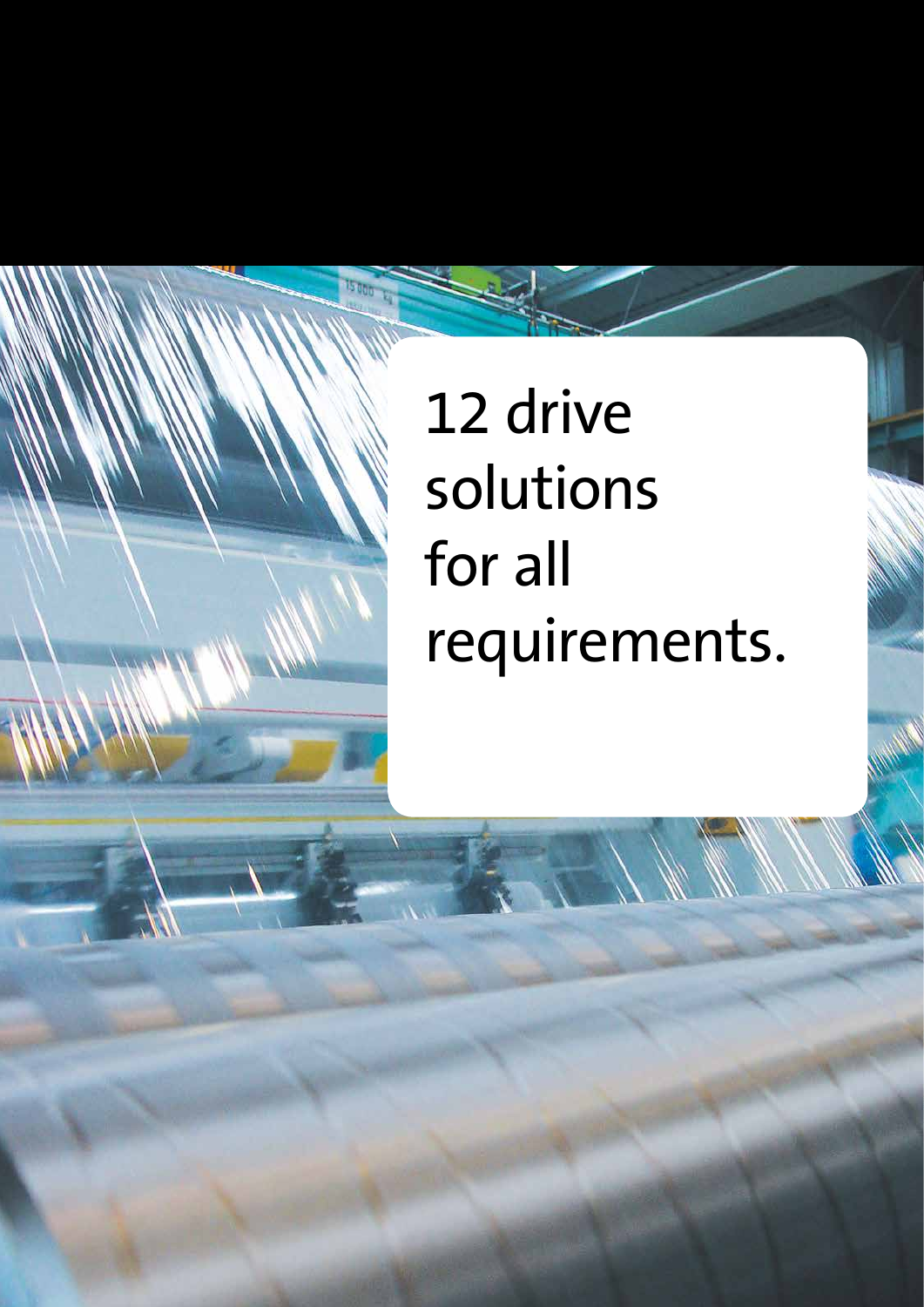# 12 drive solutions for all requirements.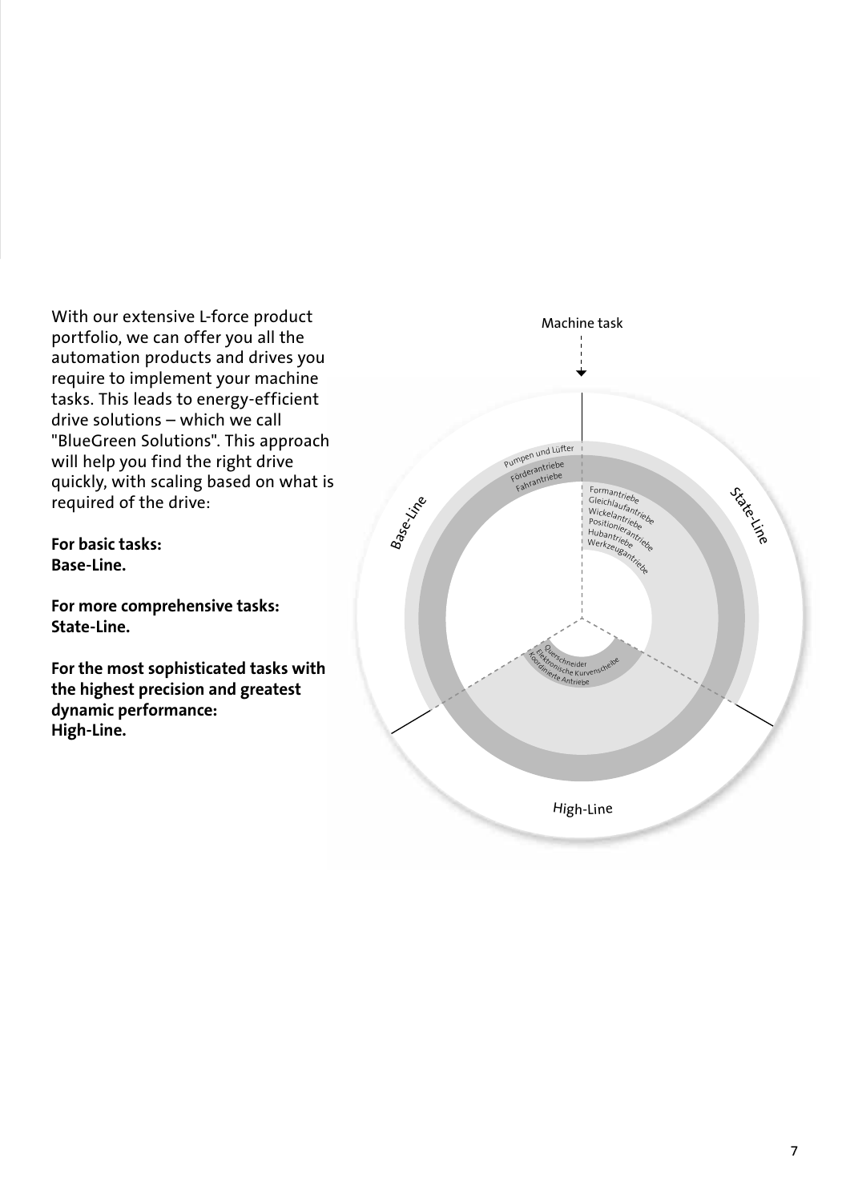With our extensive L-force product portfolio, we can offer you all the automation products and drives you require to implement your machine tasks. This leads to energy-efficient drive solutions – which we call "BlueGreen Solutions". This approach will help you find the right drive quickly, with scaling based on what is required of the drive:

**For basic tasks:**
**Base-Line.**

**For more comprehensive tasks:**
**State-Line.**

**For the most sophisticated tasks with the highest precision and greatest dynamic performance:**
**High-Line.**

Machine task

Base-Line

Pumpen und Lüfter
Förderantriebe
Fahrantriebe

State-Line

Formantriebe
Gleichlaufantriebe
Wickelantriebe
Positionierantriebe
Hubantriebe
Werkzeugantriebe

High-Line

Querschneider
Elektronische Kurvenscheibe
Koordinierte Antriebe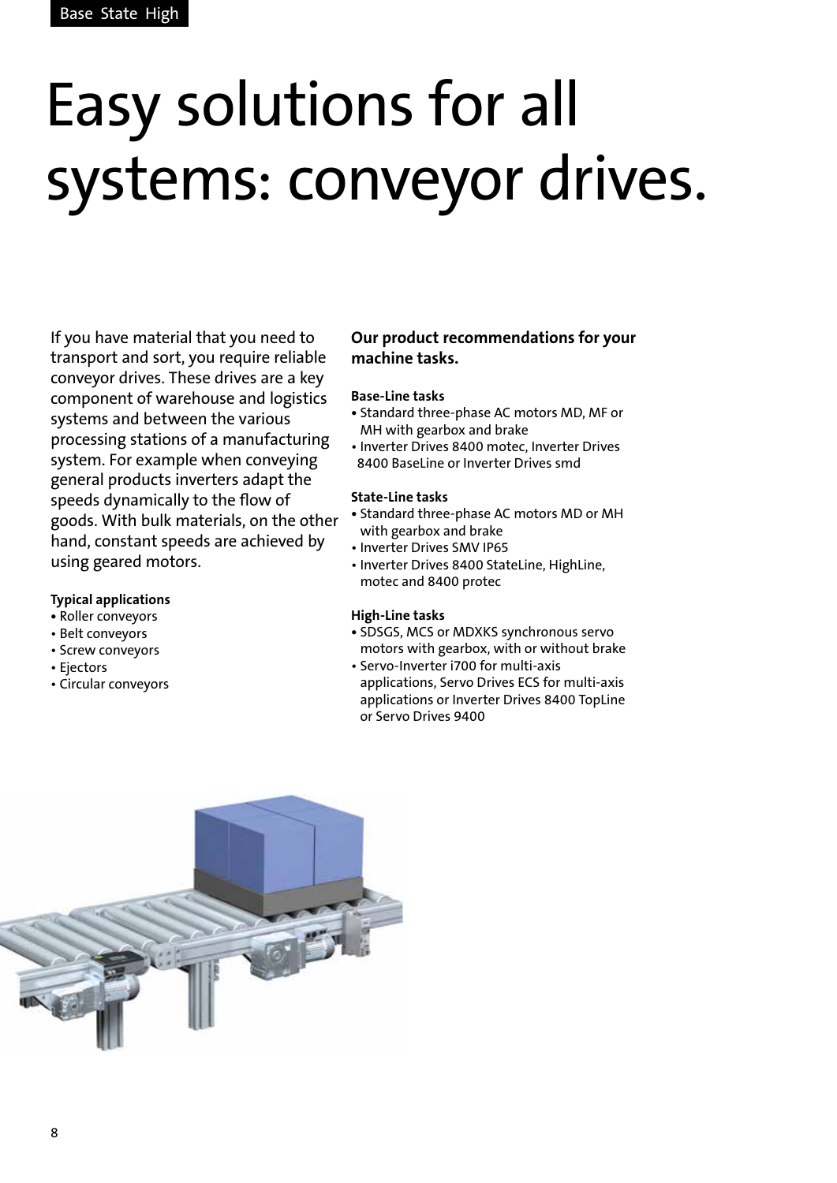Base State High

# Easy solutions for all systems: conveyor drives.

If you have material that you need to transport and sort, you require reliable conveyor drives. These drives are a key component of warehouse and logistics systems and between the various processing stations of a manufacturing system. For example when conveying general products inverters adapt the speeds dynamically to the flow of goods. With bulk materials, on the other hand, constant speeds are achieved by using geared motors.

**Typical applications**

- Roller conveyors
- Belt conveyors
- Screw conveyors
- Ejectors
- Circular conveyors

**Our product recommendations for your machine tasks.**

**Base-Line tasks**

- Standard three-phase AC motors MD, MF or MH with gearbox and brake
- Inverter Drives 8400 motec, Inverter Drives 8400 BaseLine or Inverter Drives smd

**State-Line tasks**

- Standard three-phase AC motors MD or MH with gearbox and brake
- Inverter Drives SMV IP65
- Inverter Drives 8400 StateLine, HighLine, motec and 8400 protec

**High-Line tasks**

- SDSGS, MCS or MDXKS synchronous servo motors with gearbox, with or without brake
- Servo-Inverter i700 for multi-axis applications, Servo Drives ECS for multi-axis applications or Inverter Drives 8400 TopLine or Servo Drives 9400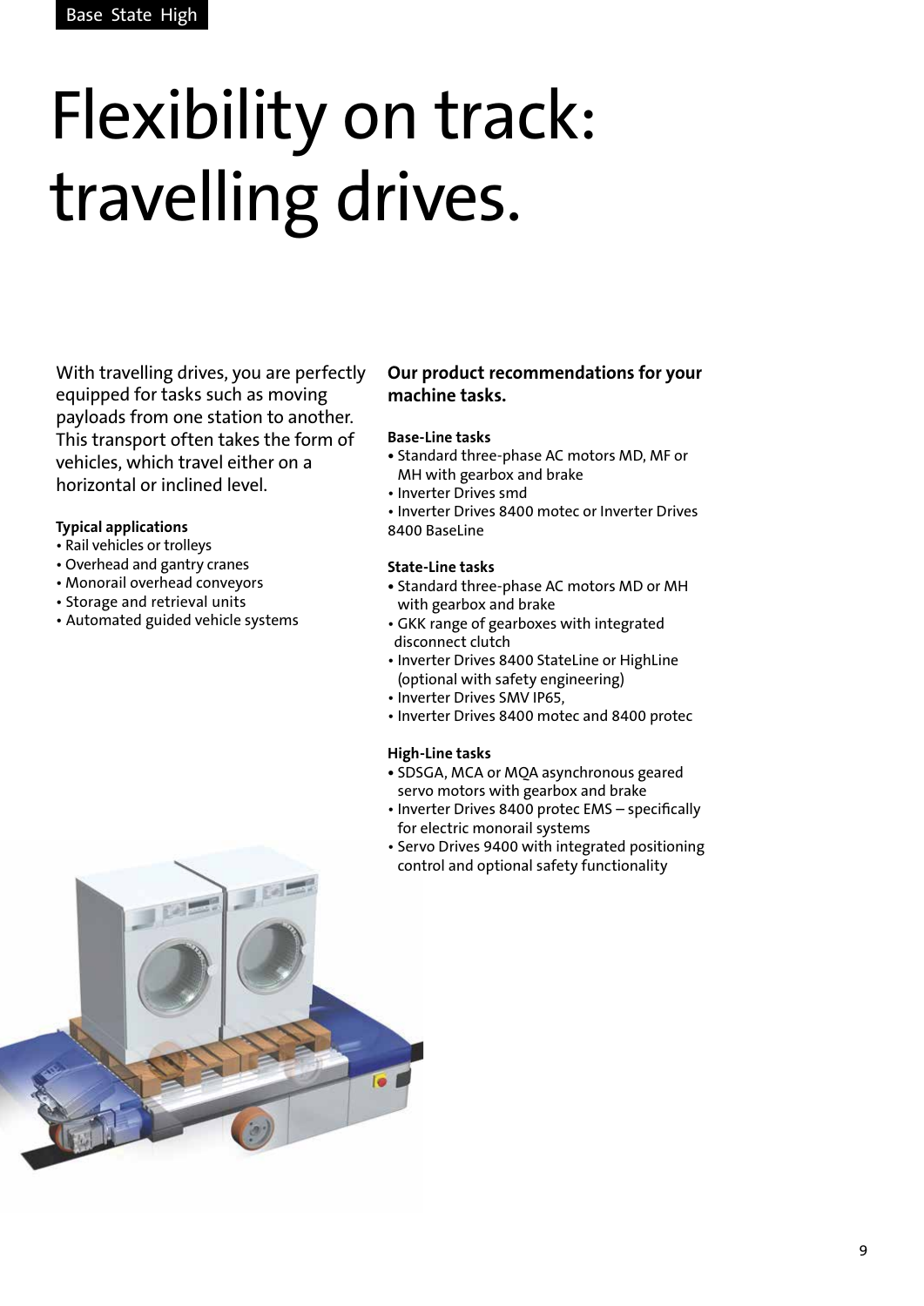# Flexibility on track: travelling drives.

With travelling drives, you are perfectly equipped for tasks such as moving payloads from one station to another. This transport often takes the form of vehicles, which travel either on a horizontal or inclined level.

**Typical applications**
- Rail vehicles or trolleys
- Overhead and gantry cranes
- Monorail overhead conveyors
- Storage and retrieval units
- Automated guided vehicle systems

## Our product recommendations for your machine tasks.

**Base-Line tasks**
- Standard three-phase AC motors MD, MF or MH with gearbox and brake
- Inverter Drives smd
- Inverter Drives 8400 motec or Inverter Drives 8400 BaseLine

**State-Line tasks**
- Standard three-phase AC motors MD or MH with gearbox and brake
- GKK range of gearboxes with integrated disconnect clutch
- Inverter Drives 8400 StateLine or HighLine (optional with safety engineering)
- Inverter Drives SMV IP65,
- Inverter Drives 8400 motec and 8400 protec

**High-Line tasks**
- SDSGA, MCA or MQA asynchronous geared servo motors with gearbox and brake
- Inverter Drives 8400 protec EMS – specifically for electric monorail systems
- Servo Drives 9400 with integrated positioning control and optional safety functionality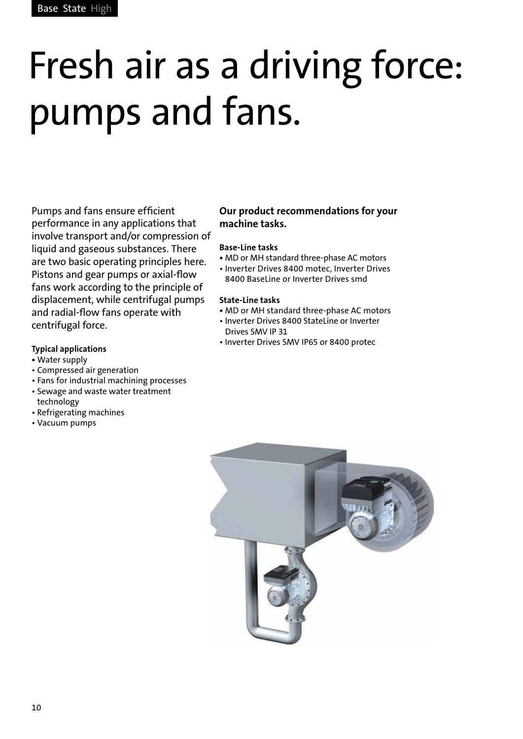# Fresh air as a driving force: pumps and fans.

Pumps and fans ensure efficient performance in any applications that involve transport and/or compression of liquid and gaseous substances. There are two basic operating principles here. Pistons and gear pumps or axial-flow fans work according to the principle of displacement, while centrifugal pumps and radial-flow fans operate with centrifugal force.

**Typical applications**

- Water supply
- Compressed air generation
- Fans for industrial machining processes
- Sewage and waste water treatment technology
- Refrigerating machines
- Vacuum pumps

**Our product recommendations for your machine tasks.**

**Base-Line tasks**

- MD or MH standard three-phase AC motors
- Inverter Drives 8400 motec, Inverter Drives 8400 BaseLine or Inverter Drives smd

**State-Line tasks**

- MD or MH standard three-phase AC motors
- Inverter Drives 8400 StateLine or Inverter Drives SMV IP 31
- Inverter Drives SMV IP65 or 8400 protec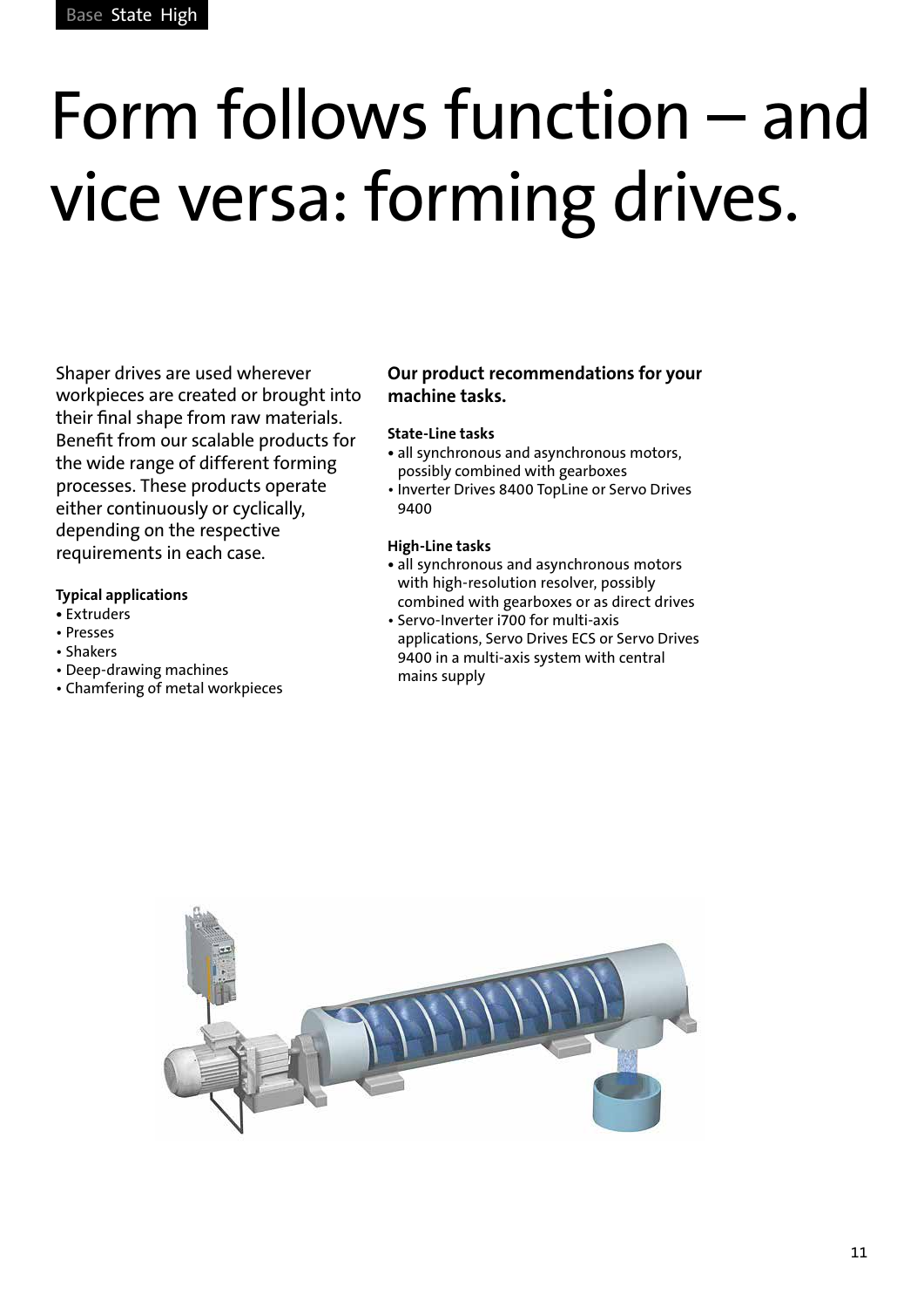# Form follows function – and vice versa: forming drives.

Shaper drives are used wherever workpieces are created or brought into their final shape from raw materials. Benefit from our scalable products for the wide range of different forming processes. These products operate either continuously or cyclically, depending on the respective requirements in each case.

**Typical applications**

- Extruders
- Presses
- Shakers
- Deep-drawing machines
- Chamfering of metal workpieces

**Our product recommendations for your machine tasks.**

**State-Line tasks**

- all synchronous and asynchronous motors, possibly combined with gearboxes
- Inverter Drives 8400 TopLine or Servo Drives 9400

**High-Line tasks**

- all synchronous and asynchronous motors with high-resolution resolver, possibly combined with gearboxes or as direct drives
- Servo-Inverter i700 for multi-axis applications, Servo Drives ECS or Servo Drives 9400 in a multi-axis system with central mains supply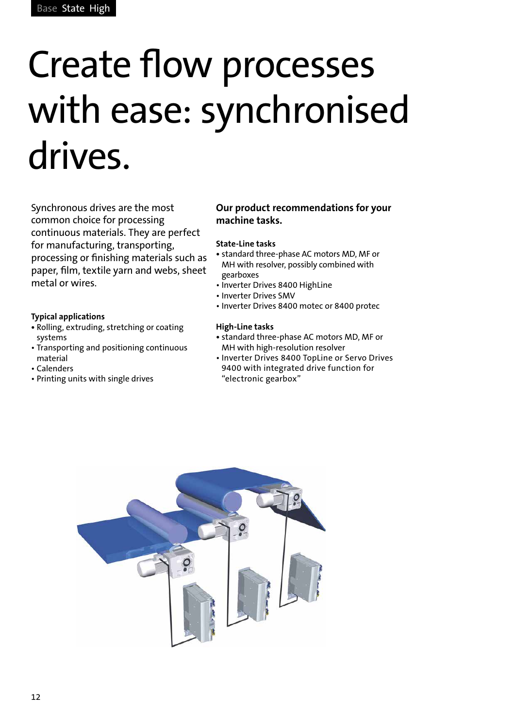# Create flow processes with ease: synchronised drives.

Synchronous drives are the most common choice for processing continuous materials. They are perfect for manufacturing, transporting, processing or finishing materials such as paper, film, textile yarn and webs, sheet metal or wires.

**Typical applications**

- Rolling, extruding, stretching or coating systems
- Transporting and positioning continuous material
- Calenders
- Printing units with single drives

**Our product recommendations for your machine tasks.**

**State-Line tasks**

- standard three-phase AC motors MD, MF or MH with resolver, possibly combined with gearboxes
- Inverter Drives 8400 HighLine
- Inverter Drives SMV
- Inverter Drives 8400 motec or 8400 protec

**High-Line tasks**

- standard three-phase AC motors MD, MF or MH with high-resolution resolver
- Inverter Drives 8400 TopLine or Servo Drives 9400 with integrated drive function for "electronic gearbox"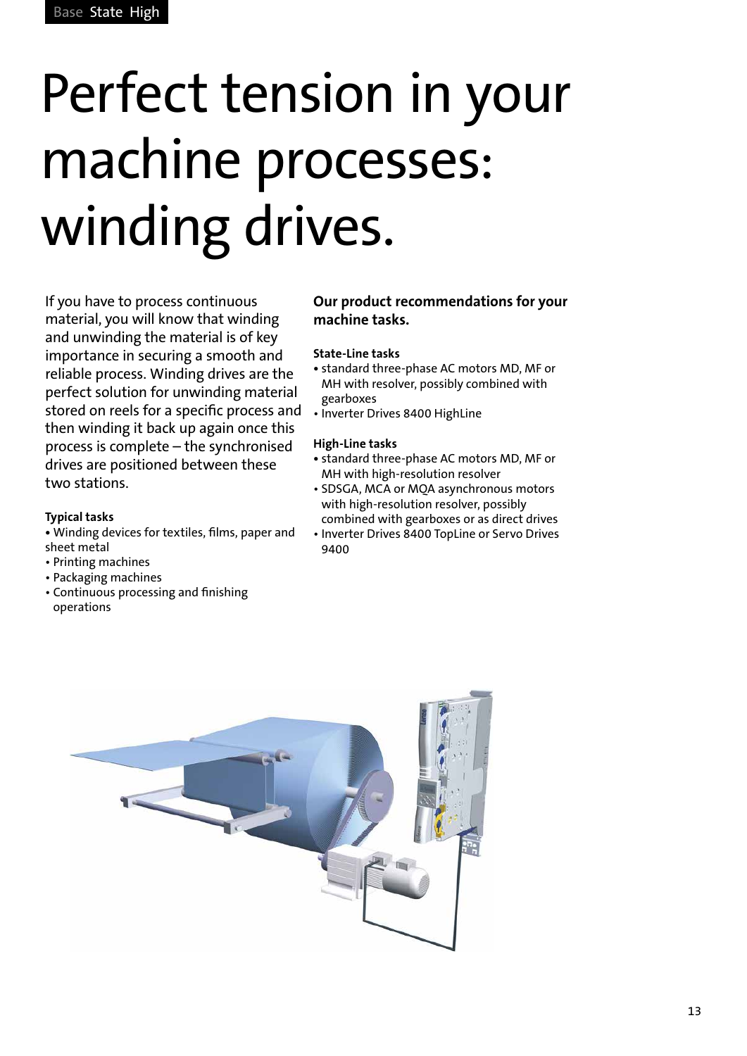# Perfect tension in your machine processes: winding drives.

If you have to process continuous material, you will know that winding and unwinding the material is of key importance in securing a smooth and reliable process. Winding drives are the perfect solution for unwinding material stored on reels for a specific process and then winding it back up again once this process is complete – the synchronised drives are positioned between these two stations.

**Typical tasks**

- Winding devices for textiles, films, paper and sheet metal
- Printing machines
- Packaging machines
- Continuous processing and finishing operations

**Our product recommendations for your machine tasks.**

**State-Line tasks**

- standard three-phase AC motors MD, MF or MH with resolver, possibly combined with gearboxes
- Inverter Drives 8400 HighLine

**High-Line tasks**

- standard three-phase AC motors MD, MF or MH with high-resolution resolver
- SDSGA, MCA or MQA asynchronous motors with high-resolution resolver, possibly combined with gearboxes or as direct drives
- Inverter Drives 8400 TopLine or Servo Drives 9400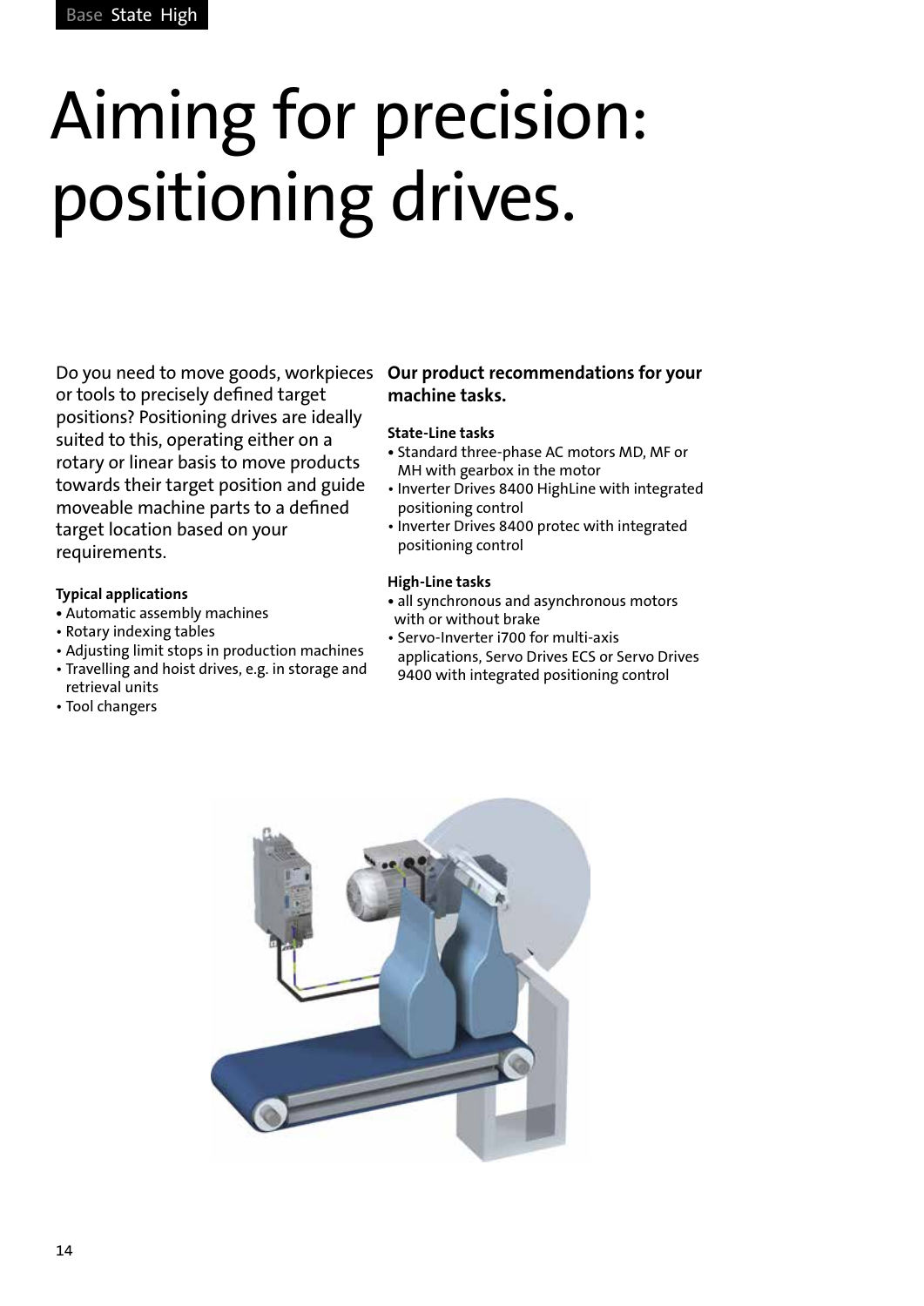Base State High

# Aiming for precision: positioning drives.

Do you need to move goods, workpieces or tools to precisely defined target positions? Positioning drives are ideally suited to this, operating either on a rotary or linear basis to move products towards their target position and guide moveable machine parts to a defined target location based on your requirements.

**Typical applications**

- Automatic assembly machines
- Rotary indexing tables
- Adjusting limit stops in production machines
- Travelling and hoist drives, e.g. in storage and retrieval units
- Tool changers

**Our product recommendations for your machine tasks.**

**State-Line tasks**

- Standard three-phase AC motors MD, MF or MH with gearbox in the motor
- Inverter Drives 8400 HighLine with integrated positioning control
- Inverter Drives 8400 protec with integrated positioning control

**High-Line tasks**

- all synchronous and asynchronous motors with or without brake
- Servo-Inverter i700 for multi-axis applications, Servo Drives ECS or Servo Drives 9400 with integrated positioning control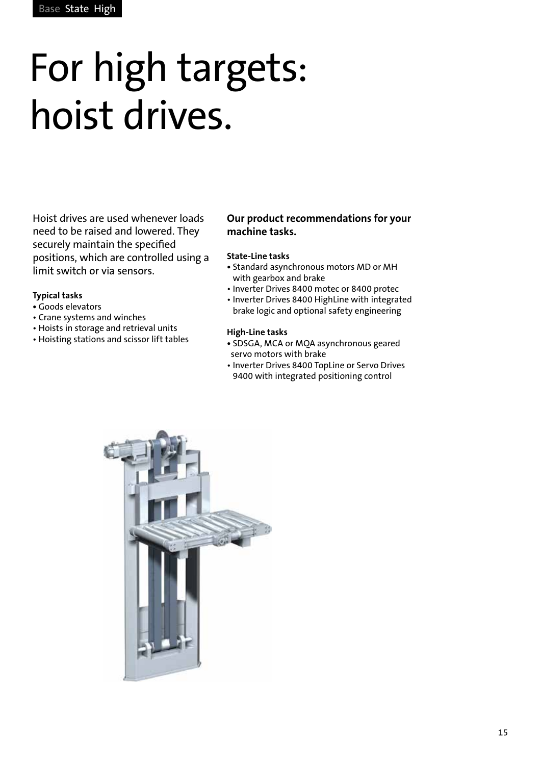# For high targets: hoist drives.

Hoist drives are used whenever loads need to be raised and lowered. They securely maintain the specified positions, which are controlled using a limit switch or via sensors.

**Typical tasks**

- Goods elevators
- Crane systems and winches
- Hoists in storage and retrieval units
- Hoisting stations and scissor lift tables

## Our product recommendations for your machine tasks.

**State-Line tasks**

- Standard asynchronous motors MD or MH with gearbox and brake
- Inverter Drives 8400 motec or 8400 protec
- Inverter Drives 8400 HighLine with integrated brake logic and optional safety engineering

**High-Line tasks**

- SDSGA, MCA or MQA asynchronous geared servo motors with brake
- Inverter Drives 8400 TopLine or Servo Drives 9400 with integrated positioning control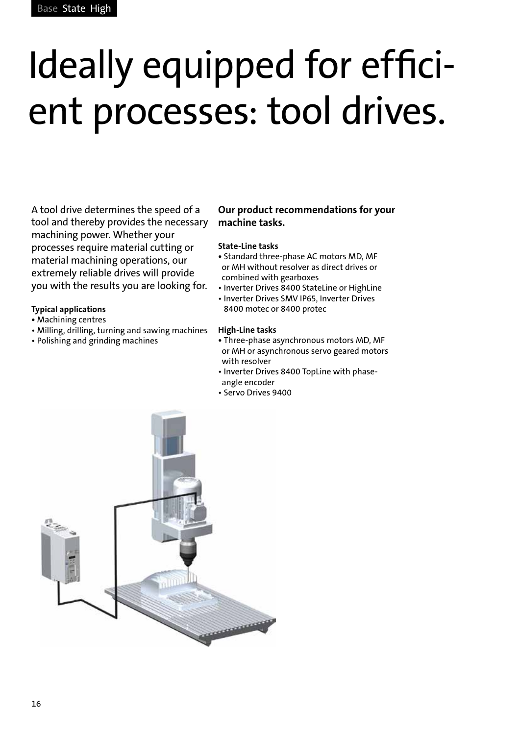# Ideally equipped for efficient processes: tool drives.

A tool drive determines the speed of a tool and thereby provides the necessary machining power. Whether your processes require material cutting or material machining operations, our extremely reliable drives will provide you with the results you are looking for.

**Typical applications**

- Machining centres
- Milling, drilling, turning and sawing machines
- Polishing and grinding machines

**Our product recommendations for your machine tasks.**

**State-Line tasks**

- Standard three-phase AC motors MD, MF or MH without resolver as direct drives or combined with gearboxes
- Inverter Drives 8400 StateLine or HighLine
- Inverter Drives SMV IP65, Inverter Drives 8400 motec or 8400 protec

**High-Line tasks**

- Three-phase asynchronous motors MD, MF or MH or asynchronous servo geared motors with resolver
- Inverter Drives 8400 TopLine with phase-angle encoder
- Servo Drives 9400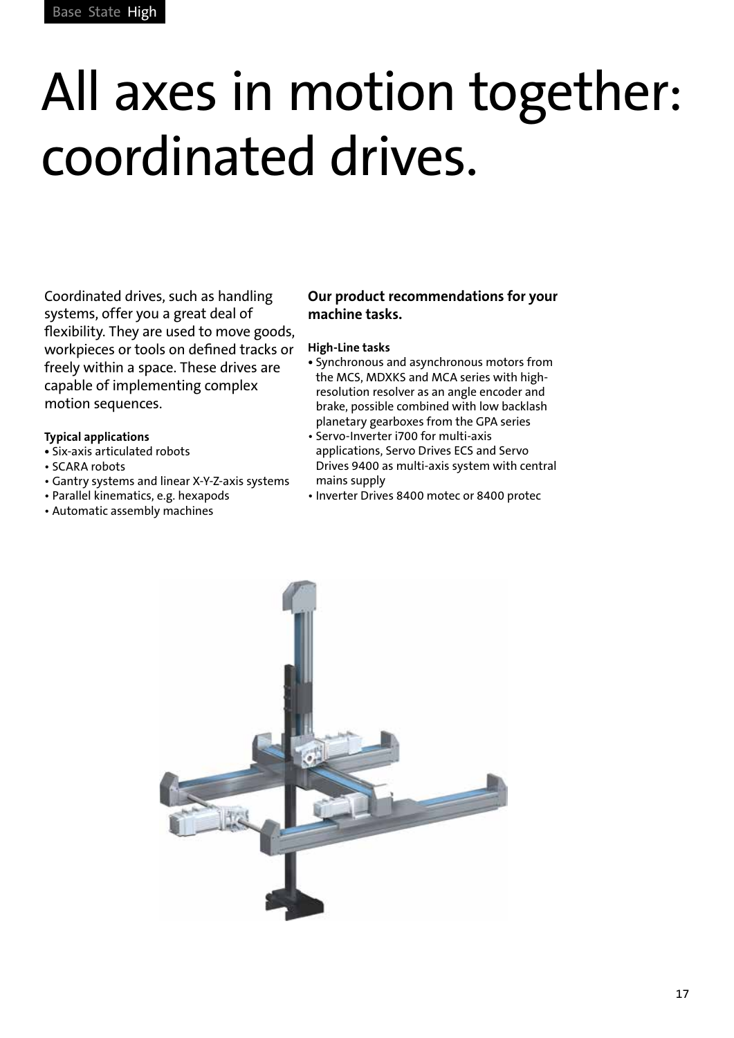# All axes in motion together: coordinated drives.

Coordinated drives, such as handling systems, offer you a great deal of flexibility. They are used to move goods, workpieces or tools on defined tracks or freely within a space. These drives are capable of implementing complex motion sequences.

**Typical applications**

- Six-axis articulated robots
- SCARA robots
- Gantry systems and linear X-Y-Z-axis systems
- Parallel kinematics, e.g. hexapods
- Automatic assembly machines

**Our product recommendations for your machine tasks.**

**High-Line tasks**

- Synchronous and asynchronous motors from the MCS, MDXKS and MCA series with high-resolution resolver as an angle encoder and brake, possible combined with low backlash planetary gearboxes from the GPA series
- Servo-Inverter i700 for multi-axis applications, Servo Drives ECS and Servo Drives 9400 as multi-axis system with central mains supply
- Inverter Drives 8400 motec or 8400 protec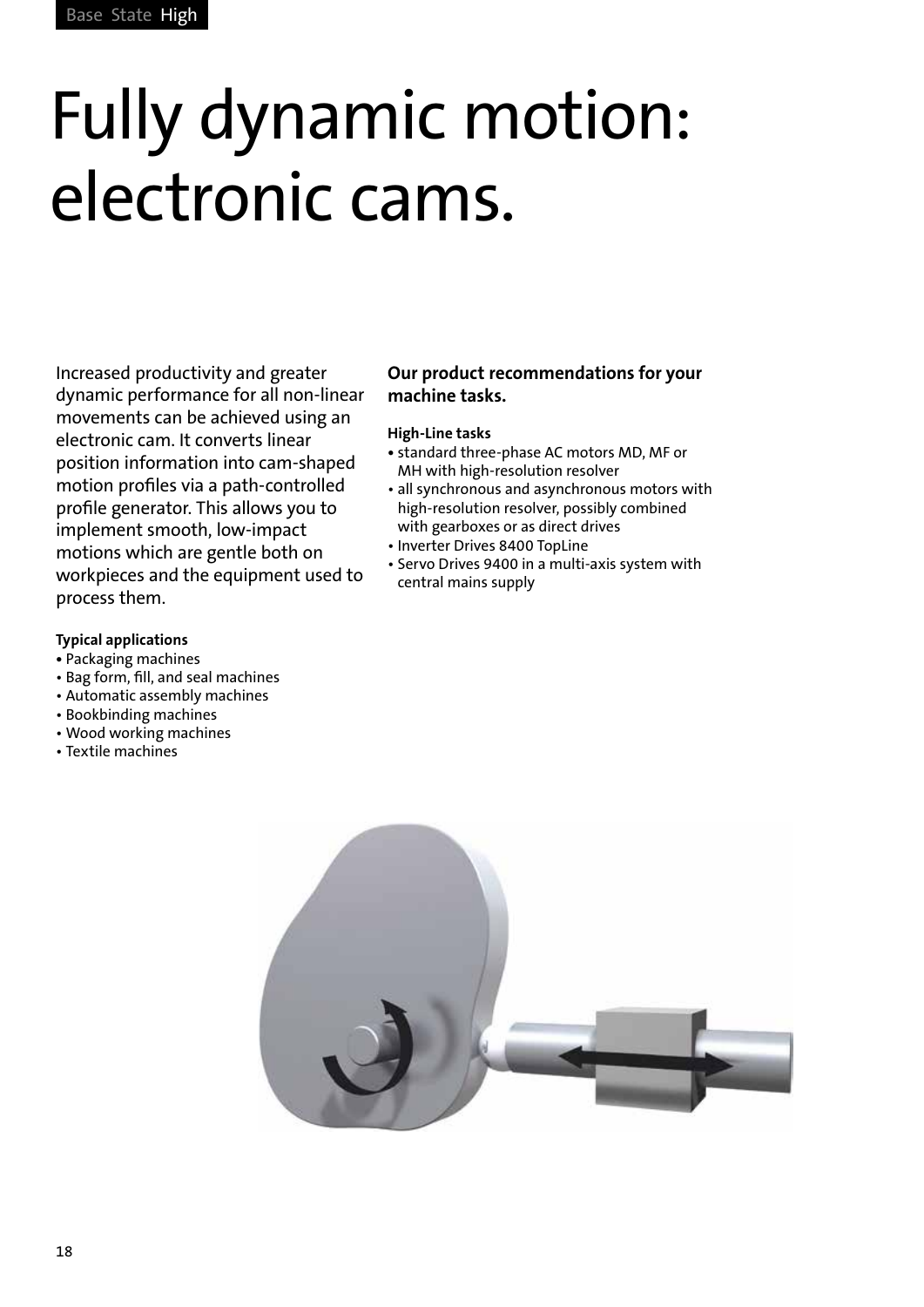# Fully dynamic motion: electronic cams.

Increased productivity and greater dynamic performance for all non-linear movements can be achieved using an electronic cam. It converts linear position information into cam-shaped motion profiles via a path-controlled profile generator. This allows you to implement smooth, low-impact motions which are gentle both on workpieces and the equipment used to process them.

**Typical applications**

- Packaging machines
- Bag form, fill, and seal machines
- Automatic assembly machines
- Bookbinding machines
- Wood working machines
- Textile machines

**Our product recommendations for your machine tasks.**

**High-Line tasks**

- standard three-phase AC motors MD, MF or MH with high-resolution resolver
- all synchronous and asynchronous motors with high-resolution resolver, possibly combined with gearboxes or as direct drives
- Inverter Drives 8400 TopLine
- Servo Drives 9400 in a multi-axis system with central mains supply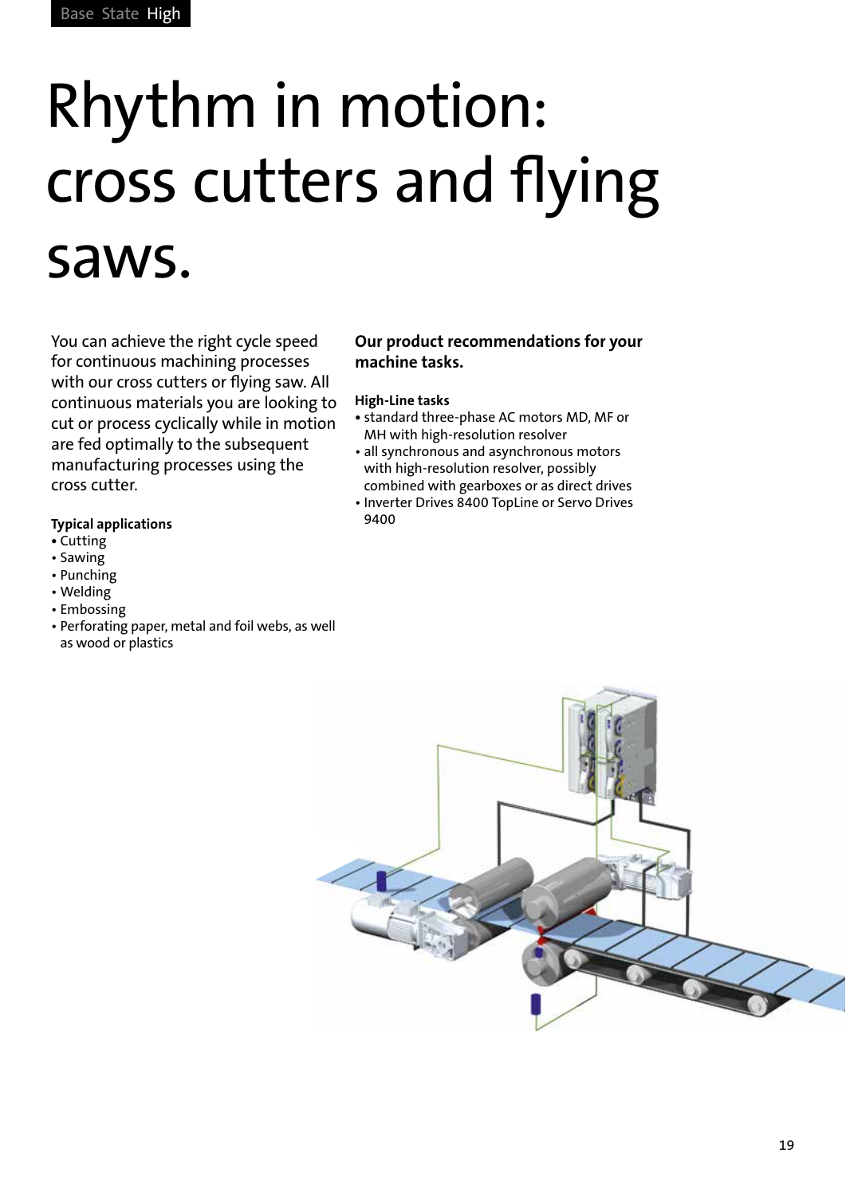Base State High

# Rhythm in motion: cross cutters and flying saws.

You can achieve the right cycle speed for continuous machining processes with our cross cutters or flying saw. All continuous materials you are looking to cut or process cyclically while in motion are fed optimally to the subsequent manufacturing processes using the cross cutter.

**Typical applications**

- Cutting
- Sawing
- Punching
- Welding
- Embossing
- Perforating paper, metal and foil webs, as well as wood or plastics

## Our product recommendations for your machine tasks.

**High-Line tasks**

- standard three-phase AC motors MD, MF or MH with high-resolution resolver
- all synchronous and asynchronous motors with high-resolution resolver, possibly combined with gearboxes or as direct drives
- Inverter Drives 8400 TopLine or Servo Drives 9400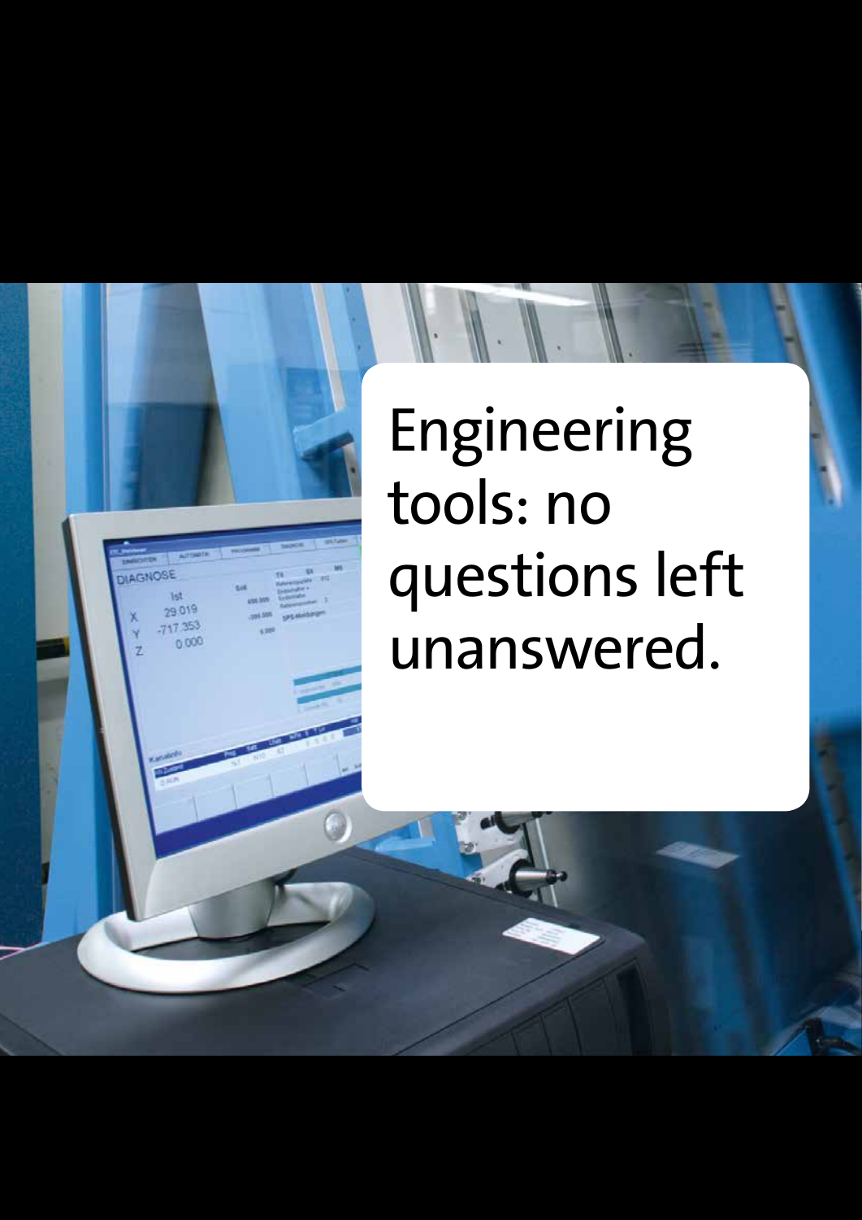# Engineering tools: no questions left unanswered.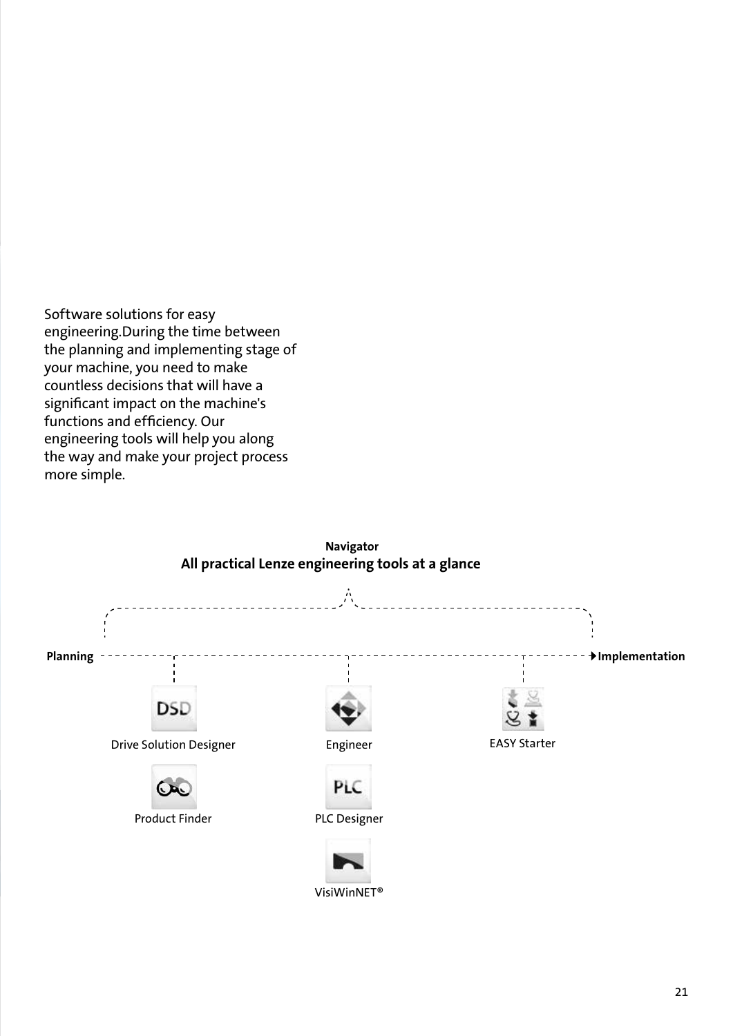Software solutions for easy engineering.During the time between the planning and implementing stage of your machine, you need to make countless decisions that will have a significant impact on the machine's functions and efficiency. Our engineering tools will help you along the way and make your project process more simple.

**Navigator**

**All practical Lenze engineering tools at a glance**

**Planning** → **Implementation**

- Drive Solution Designer
- Product Finder
- Engineer
- PLC Designer
- VisiWinNET®
- EASY Starter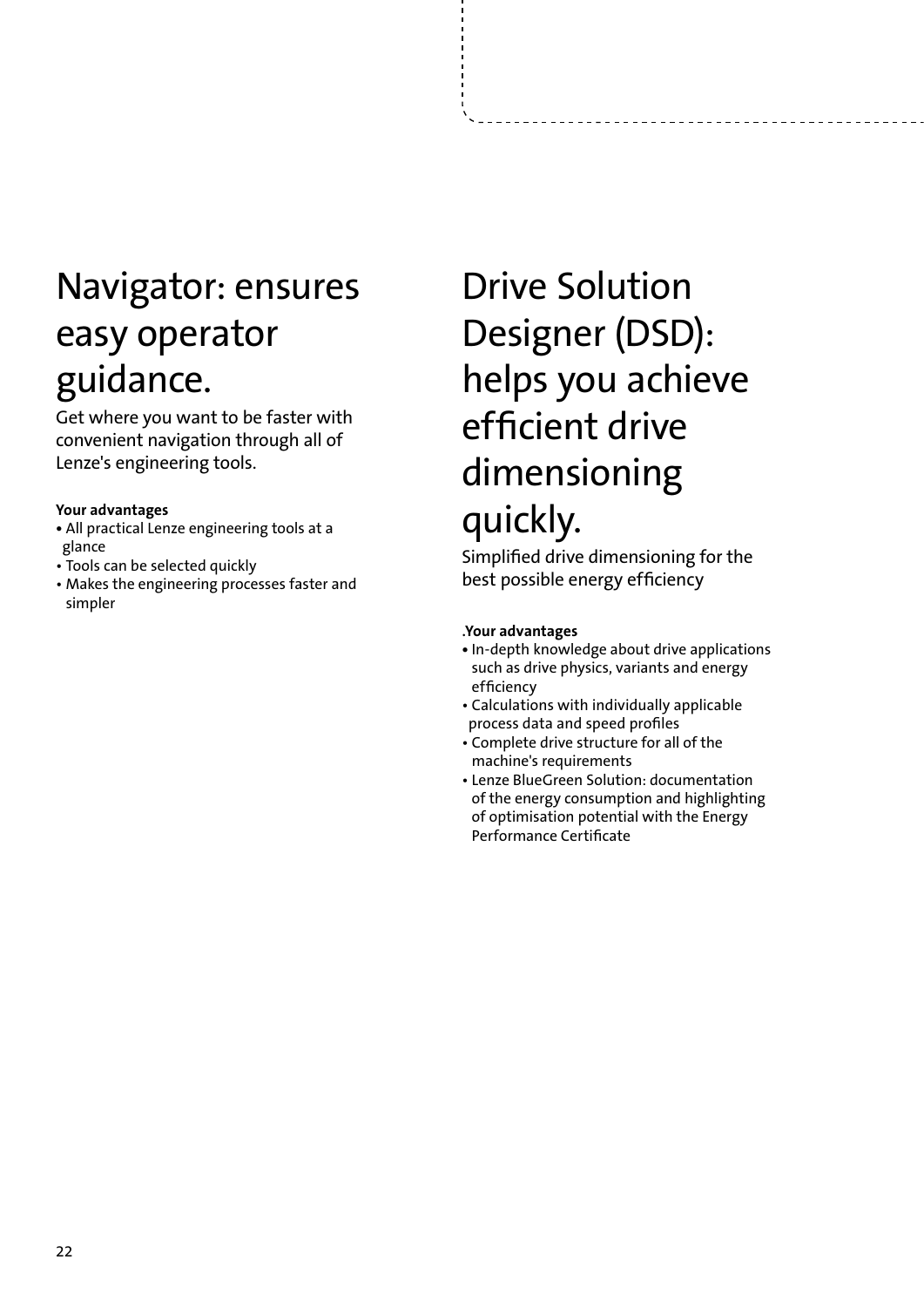# Navigator: ensures easy operator guidance.

Get where you want to be faster with convenient navigation through all of Lenze's engineering tools.

**Your advantages**

- All practical Lenze engineering tools at a glance
- Tools can be selected quickly
- Makes the engineering processes faster and simpler

# Drive Solution Designer (DSD): helps you achieve efficient drive dimensioning quickly.

Simplified drive dimensioning for the best possible energy efficiency

.**Your advantages**

- In-depth knowledge about drive applications such as drive physics, variants and energy efficiency
- Calculations with individually applicable process data and speed profiles
- Complete drive structure for all of the machine's requirements
- Lenze BlueGreen Solution: documentation of the energy consumption and highlighting of optimisation potential with the Energy Performance Certificate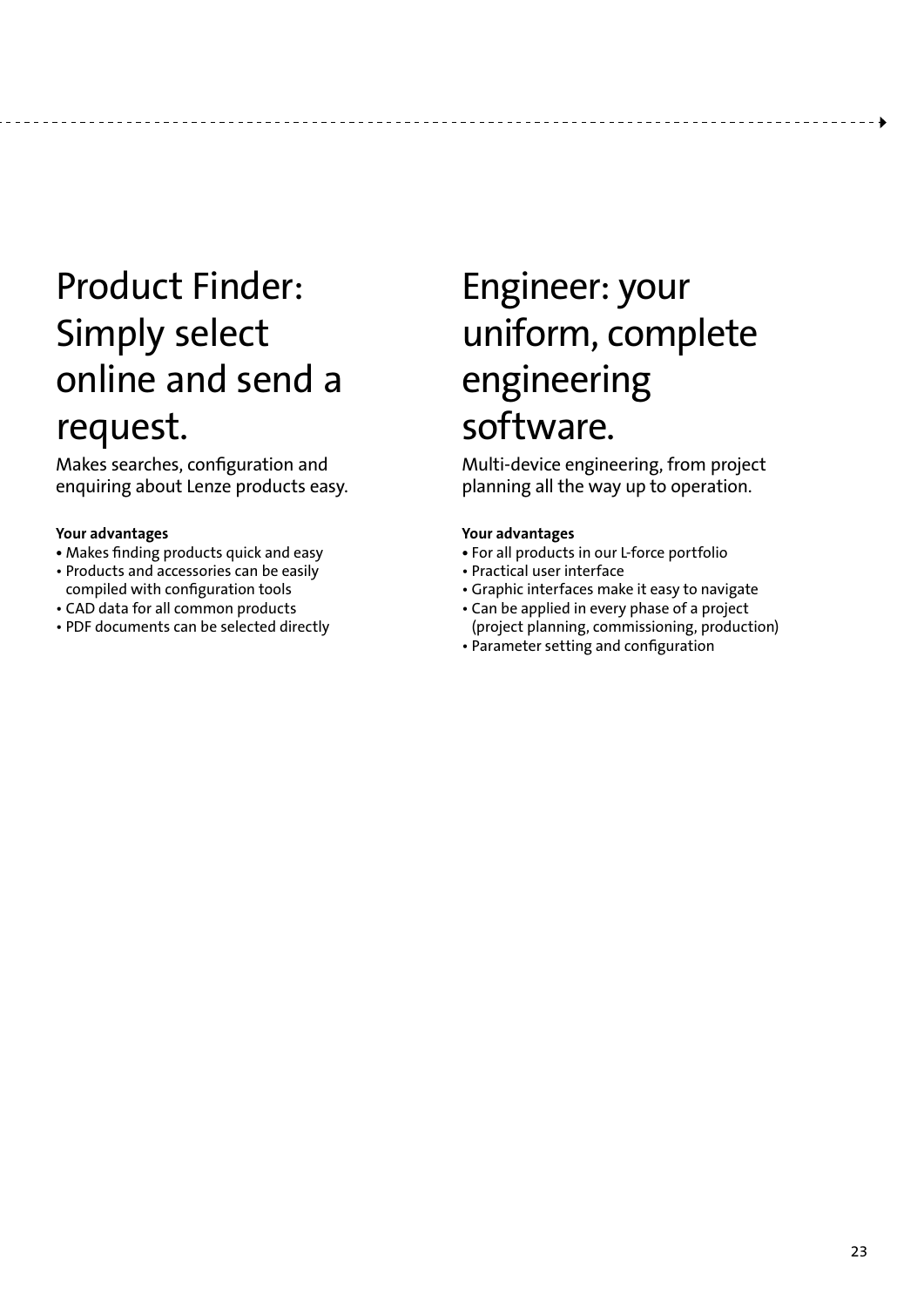# Product Finder: Simply select online and send a request.

Makes searches, configuration and enquiring about Lenze products easy.

**Your advantages**

- Makes finding products quick and easy
- Products and accessories can be easily compiled with configuration tools
- CAD data for all common products
- PDF documents can be selected directly

# Engineer: your uniform, complete engineering software.

Multi-device engineering, from project planning all the way up to operation.

**Your advantages**

- For all products in our L-force portfolio
- Practical user interface
- Graphic interfaces make it easy to navigate
- Can be applied in every phase of a project (project planning, commissioning, production)
- Parameter setting and configuration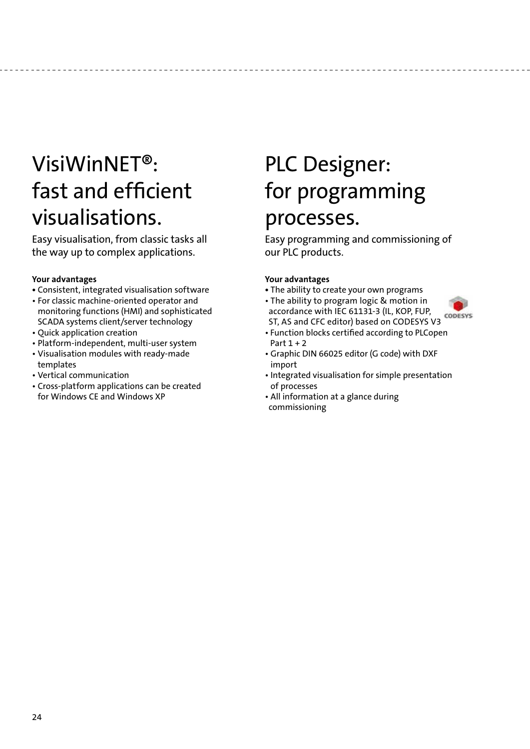# VisiWinNET®: fast and efficient visualisations.

Easy visualisation, from classic tasks all the way up to complex applications.

**Your advantages**

- Consistent, integrated visualisation software
- For classic machine-oriented operator and monitoring functions (HMI) and sophisticated SCADA systems client/server technology
- Quick application creation
- Platform-independent, multi-user system
- Visualisation modules with ready-made templates
- Vertical communication
- Cross-platform applications can be created for Windows CE and Windows XP

# PLC Designer: for programming processes.

Easy programming and commissioning of our PLC products.

**Your advantages**

- The ability to create your own programs
- The ability to program logic & motion in accordance with IEC 61131-3 (IL, KOP, FUP, ST, AS and CFC editor) based on CODESYS V3
- Function blocks certified according to PLCopen Part 1 + 2
- Graphic DIN 66025 editor (G code) with DXF import
- Integrated visualisation for simple presentation of processes
- All information at a glance during commissioning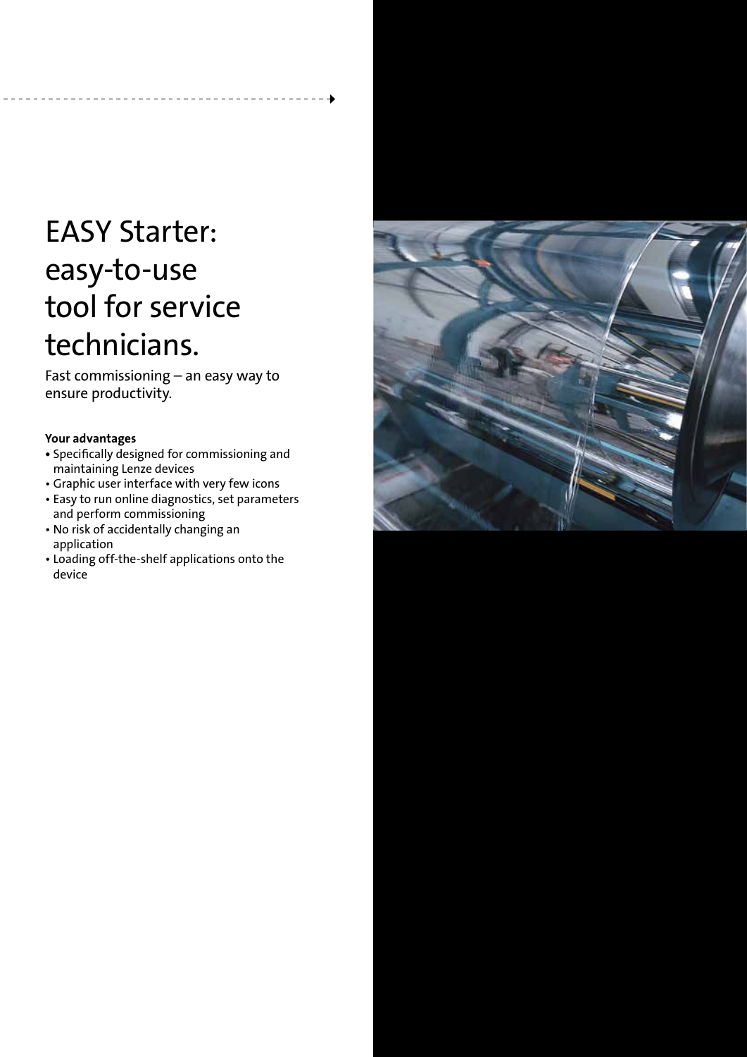# EASY Starter: easy-to-use tool for service technicians.

Fast commissioning – an easy way to ensure productivity.

**Your advantages**

- Specifically designed for commissioning and maintaining Lenze devices
- Graphic user interface with very few icons
- Easy to run online diagnostics, set parameters and perform commissioning
- No risk of accidentally changing an application
- Loading off-the-shelf applications onto the device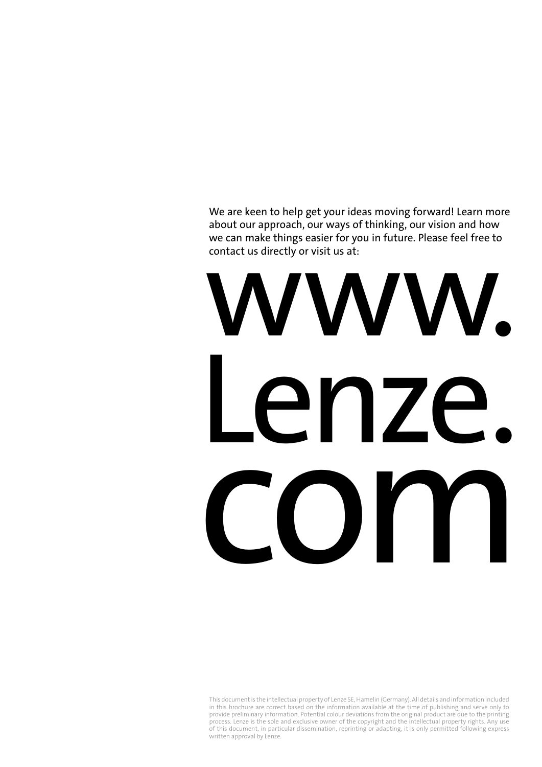We are keen to help get your ideas moving forward! Learn more about our approach, our ways of thinking, our vision and how we can make things easier for you in future. Please feel free to contact us directly or visit us at:

# www.Lenze.com

This document is the intellectual property of Lenze SE, Hamelin (Germany). All details and information included in this brochure are correct based on the information available at the time of publishing and serve only to provide preliminary information. Potential colour deviations from the original product are due to the printing process. Lenze is the sole and exclusive owner of the copyright and the intellectual property rights. Any use of this document, in particular dissemination, reprinting or adapting, it is only permitted following express written approval by Lenze.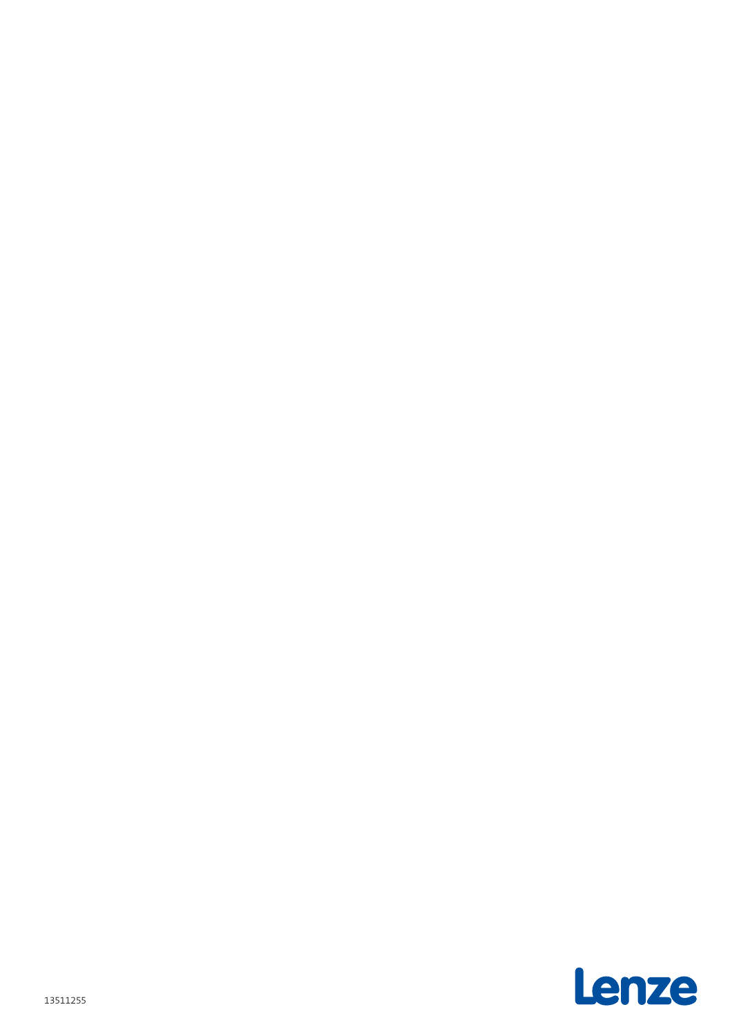13511255

Lenze